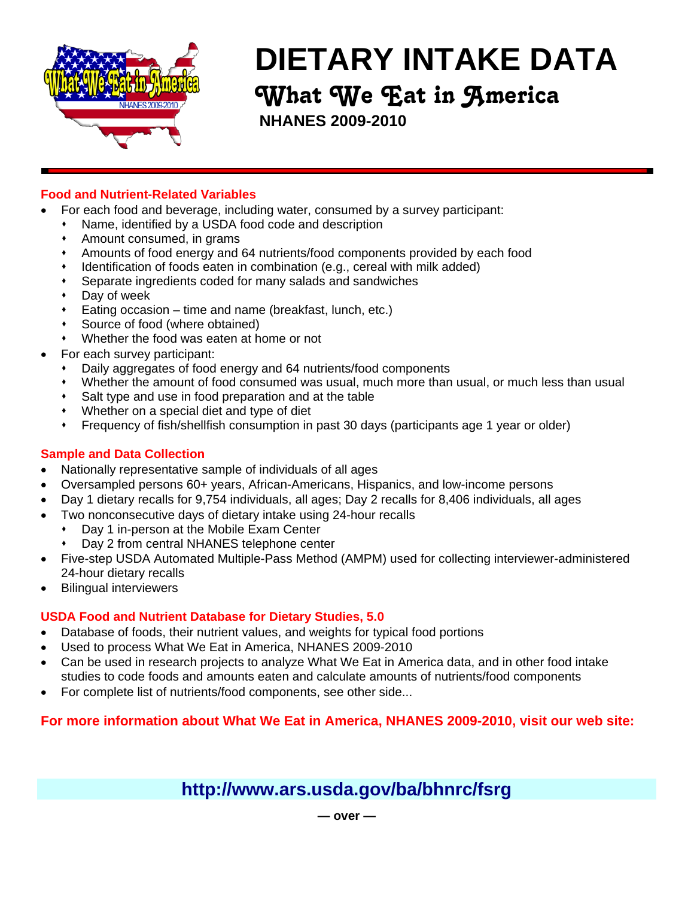# DIETARY INTAKE DATA

## What We Eat in America

**NHANES 2009-2010**

### Food and Nutrient-Related Variables

- For each food and beverage, including water, consumed by a survey participant:
  - Name, identified by a USDA food code and description
  - Amount consumed, in grams
  - Amounts of food energy and 64 nutrients/food components provided by each food
  - Identification of foods eaten in combination (e.g., cereal with milk added)
  - Separate ingredients coded for many salads and sandwiches
  - Day of week
  - Eating occasion – time and name (breakfast, lunch, etc.)
  - Source of food (where obtained)
  - Whether the food was eaten at home or not
- For each survey participant:
  - Daily aggregates of food energy and 64 nutrients/food components
  - Whether the amount of food consumed was usual, much more than usual, or much less than usual
  - Salt type and use in food preparation and at the table
  - Whether on a special diet and type of diet
  - Frequency of fish/shellfish consumption in past 30 days (participants age 1 year or older)

### Sample and Data Collection

- Nationally representative sample of individuals of all ages
- Oversampled persons 60+ years, African-Americans, Hispanics, and low-income persons
- Day 1 dietary recalls for 9,754 individuals, all ages; Day 2 recalls for 8,406 individuals, all ages
- Two nonconsecutive days of dietary intake using 24-hour recalls
  - Day 1 in-person at the Mobile Exam Center
  - Day 2 from central NHANES telephone center
- Five-step USDA Automated Multiple-Pass Method (AMPM) used for collecting interviewer-administered 24-hour dietary recalls
- Bilingual interviewers

### USDA Food and Nutrient Database for Dietary Studies, 5.0

- Database of foods, their nutrient values, and weights for typical food portions
- Used to process What We Eat in America, NHANES 2009-2010
- Can be used in research projects to analyze What We Eat in America data, and in other food intake studies to code foods and amounts eaten and calculate amounts of nutrients/food components
- For complete list of nutrients/food components, see other side...

**For more information about What We Eat in America, NHANES 2009-2010, visit our web site:**

**http://www.ars.usda.gov/ba/bhnrc/fsrg**

**— over —**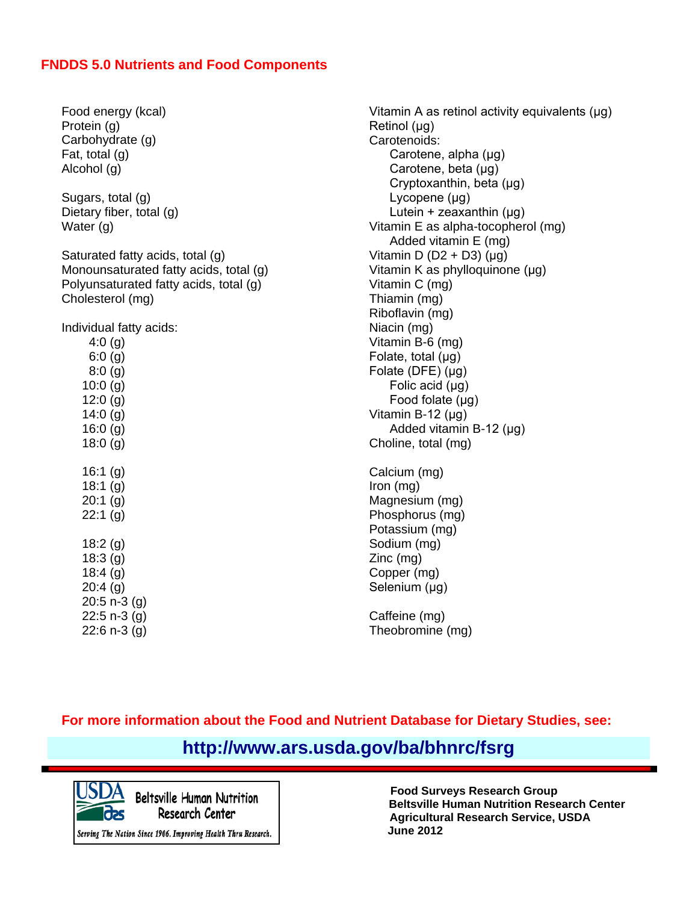# FNDDS 5.0 Nutrients and Food Components

Food energy (kcal)
Protein (g)
Carbohydrate (g)
Fat, total (g)
Alcohol (g)

Sugars, total (g)
Dietary fiber, total (g)
Water (g)

Saturated fatty acids, total (g)
Monounsaturated fatty acids, total (g)
Polyunsaturated fatty acids, total (g)
Cholesterol (mg)

Individual fatty acids:

- 4:0 (g)
- 6:0 (g)
- 8:0 (g)
- 10:0 (g)
- 12:0 (g)
- 14:0 (g)
- 16:0 (g)
- 18:0 (g)

- 16:1 (g)
- 18:1 (g)
- 20:1 (g)
- 22:1 (g)

- 18:2 (g)
- 18:3 (g)
- 18:4 (g)
- 20:4 (g)
- 20:5 n-3 (g)
- 22:5 n-3 (g)
- 22:6 n-3 (g)

Vitamin A as retinol activity equivalents (µg)
Retinol (µg)
Carotenoids:

- Carotene, alpha (µg)
- Carotene, beta (µg)
- Cryptoxanthin, beta (µg)
- Lycopene (µg)
- Lutein + zeaxanthin (µg)

Vitamin E as alpha-tocopherol (mg)

- Added vitamin E (mg)

Vitamin D (D2 + D3) (µg)
Vitamin K as phylloquinone (µg)
Vitamin C (mg)
Thiamin (mg)
Riboflavin (mg)
Niacin (mg)
Vitamin B-6 (mg)
Folate, total (µg)
Folate (DFE) (µg)

- Folic acid (µg)
- Food folate (µg)

Vitamin B-12 (µg)

- Added vitamin B-12 (µg)

Choline, total (mg)

Calcium (mg)
Iron (mg)
Magnesium (mg)
Phosphorus (mg)
Potassium (mg)
Sodium (mg)
Zinc (mg)
Copper (mg)
Selenium (µg)

Caffeine (mg)
Theobromine (mg)

**For more information about the Food and Nutrient Database for Dietary Studies, see:**

**http://www.ars.usda.gov/ba/bhnrc/fsrg**

USDA ARS Beltsville Human Nutrition Research Center
*Serving The Nation Since 1906. Improving Health Thru Research.*

**Food Surveys Research Group**
**Beltsville Human Nutrition Research Center**
**Agricultural Research Service, USDA**
**June 2012**